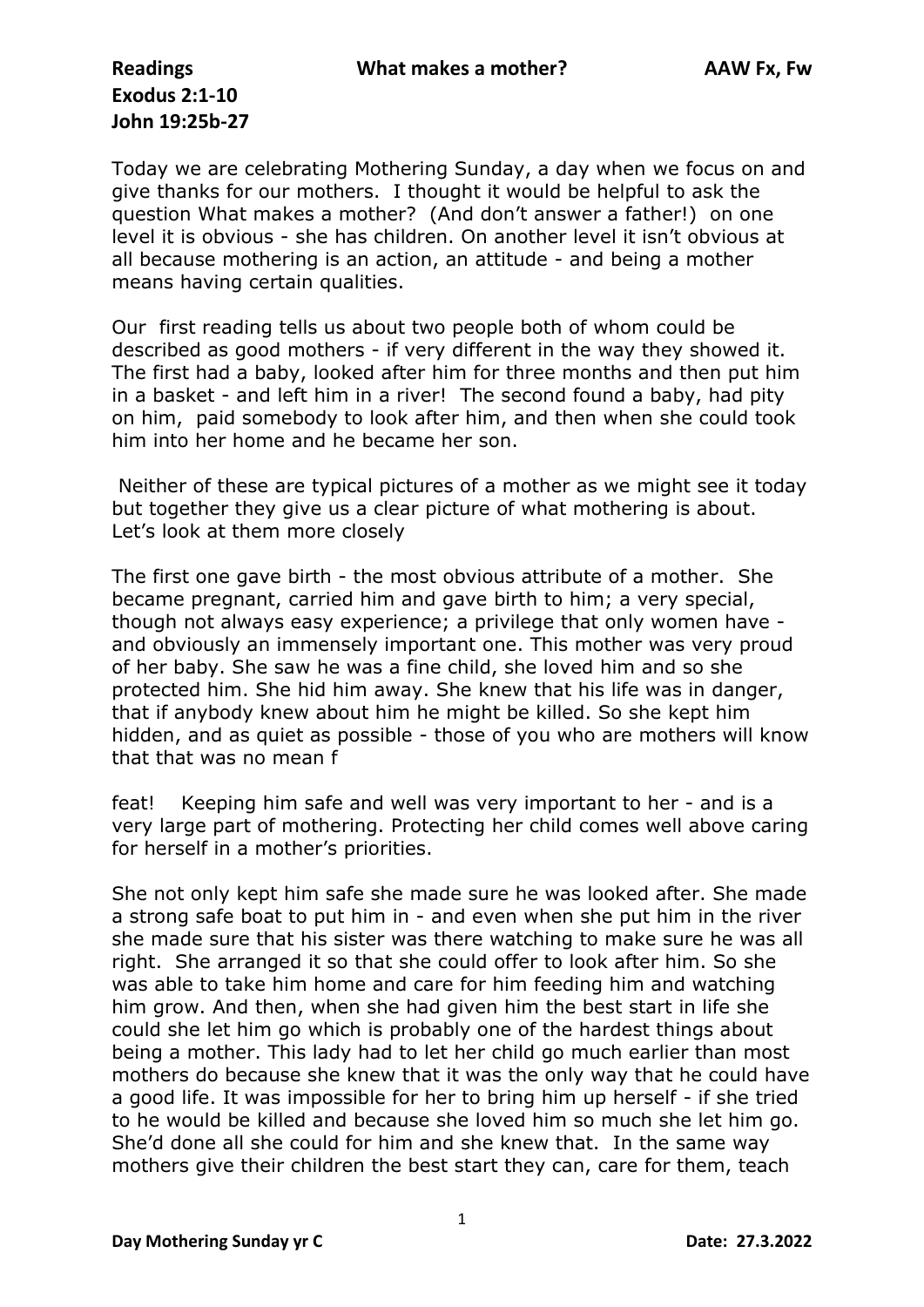**Readings** **What makes a mother?** **AAW Fx, Fw**

**Exodus 2:1-10**
**John 19:25b-27**

Today we are celebrating Mothering Sunday, a day when we focus on and give thanks for our mothers. I thought it would be helpful to ask the question What makes a mother? (And don't answer a father!) on one level it is obvious - she has children. On another level it isn't obvious at all because mothering is an action, an attitude - and being a mother means having certain qualities.

Our first reading tells us about two people both of whom could be described as good mothers - if very different in the way they showed it. The first had a baby, looked after him for three months and then put him in a basket - and left him in a river! The second found a baby, had pity on him, paid somebody to look after him, and then when she could took him into her home and he became her son.

Neither of these are typical pictures of a mother as we might see it today but together they give us a clear picture of what mothering is about. Let's look at them more closely

The first one gave birth - the most obvious attribute of a mother. She became pregnant, carried him and gave birth to him; a very special, though not always easy experience; a privilege that only women have - and obviously an immensely important one. This mother was very proud of her baby. She saw he was a fine child, she loved him and so she protected him. She hid him away. She knew that his life was in danger, that if anybody knew about him he might be killed. So she kept him hidden, and as quiet as possible - those of you who are mothers will know that that was no mean f

feat! Keeping him safe and well was very important to her - and is a very large part of mothering. Protecting her child comes well above caring for herself in a mother's priorities.

She not only kept him safe she made sure he was looked after. She made a strong safe boat to put him in - and even when she put him in the river she made sure that his sister was there watching to make sure he was all right. She arranged it so that she could offer to look after him. So she was able to take him home and care for him feeding him and watching him grow. And then, when she had given him the best start in life she could she let him go which is probably one of the hardest things about being a mother. This lady had to let her child go much earlier than most mothers do because she knew that it was the only way that he could have a good life. It was impossible for her to bring him up herself - if she tried to he would be killed and because she loved him so much she let him go. She'd done all she could for him and she knew that. In the same way mothers give their children the best start they can, care for them, teach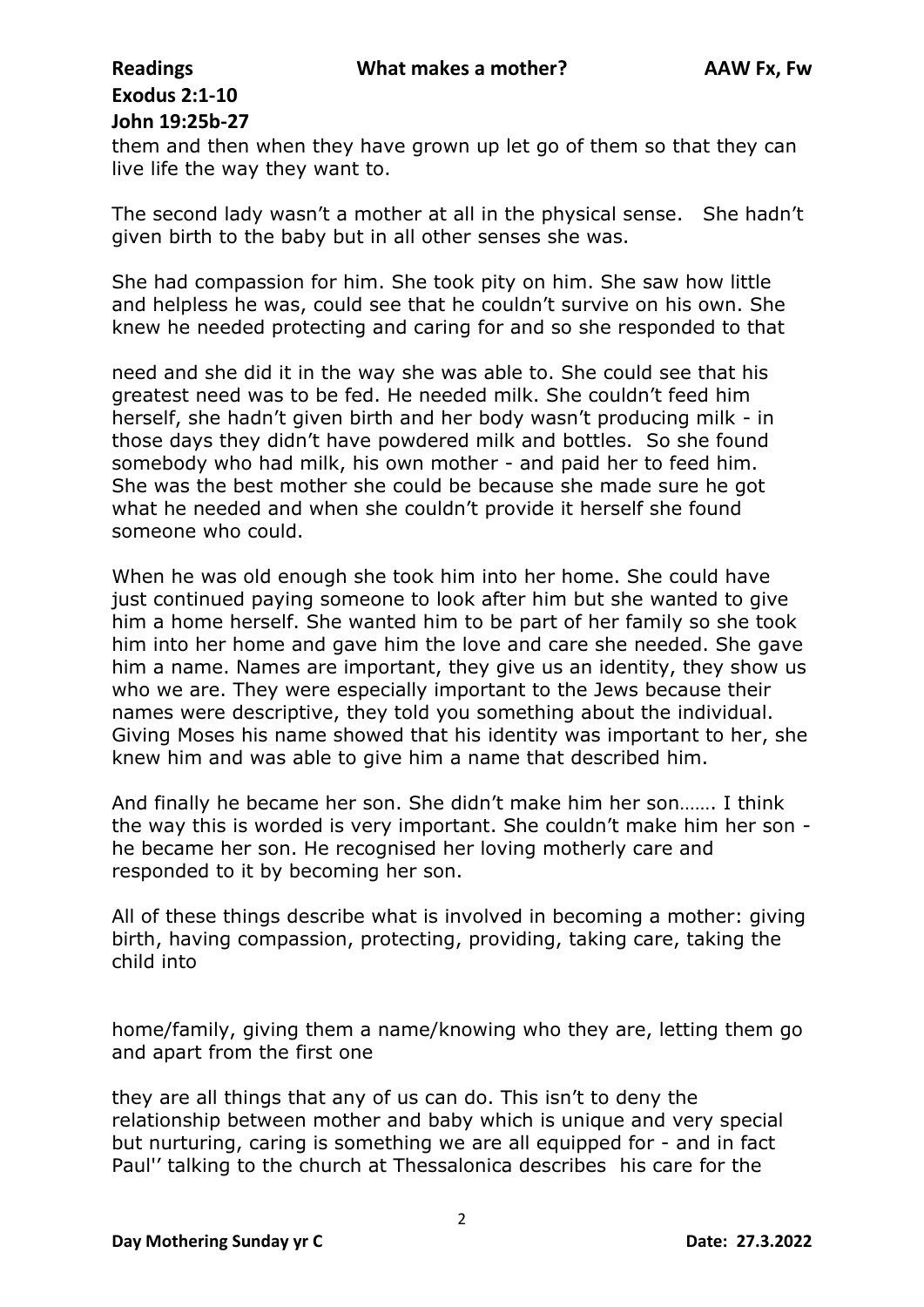them and then when they have grown up let go of them so that they can live life the way they want to.

The second lady wasn't a mother at all in the physical sense. She hadn't given birth to the baby but in all other senses she was.

She had compassion for him. She took pity on him. She saw how little and helpless he was, could see that he couldn't survive on his own. She knew he needed protecting and caring for and so she responded to that

need and she did it in the way she was able to. She could see that his greatest need was to be fed. He needed milk. She couldn't feed him herself, she hadn't given birth and her body wasn't producing milk - in those days they didn't have powdered milk and bottles. So she found somebody who had milk, his own mother - and paid her to feed him. She was the best mother she could be because she made sure he got what he needed and when she couldn't provide it herself she found someone who could.

When he was old enough she took him into her home. She could have just continued paying someone to look after him but she wanted to give him a home herself. She wanted him to be part of her family so she took him into her home and gave him the love and care she needed. She gave him a name. Names are important, they give us an identity, they show us who we are. They were especially important to the Jews because their names were descriptive, they told you something about the individual. Giving Moses his name showed that his identity was important to her, she knew him and was able to give him a name that described him.

And finally he became her son. She didn't make him her son……. I think the way this is worded is very important. She couldn't make him her son - he became her son. He recognised her loving motherly care and responded to it by becoming her son.

All of these things describe what is involved in becoming a mother: giving birth, having compassion, protecting, providing, taking care, taking the child into

home/family, giving them a name/knowing who they are, letting them go and apart from the first one

they are all things that any of us can do. This isn't to deny the relationship between mother and baby which is unique and very special but nurturing, caring is something we are all equipped for - and in fact Paul'' talking to the church at Thessalonica describes his care for the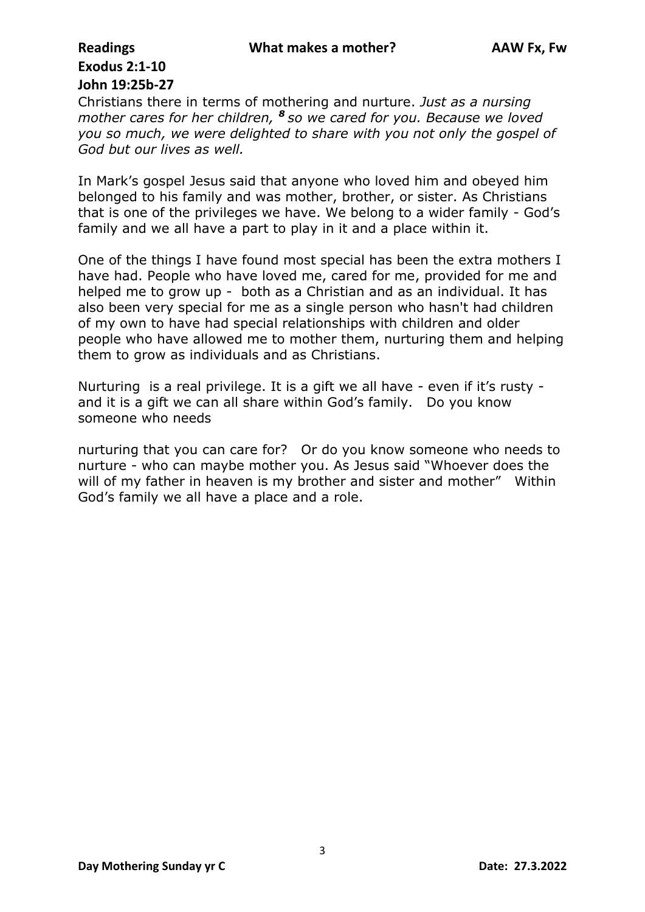Christians there in terms of mothering and nurture. *Just as a nursing mother cares for her children, **8** so we cared for you. Because we loved you so much, we were delighted to share with you not only the gospel of God but our lives as well.*

In Mark's gospel Jesus said that anyone who loved him and obeyed him belonged to his family and was mother, brother, or sister. As Christians that is one of the privileges we have. We belong to a wider family - God's family and we all have a part to play in it and a place within it.

One of the things I have found most special has been the extra mothers I have had. People who have loved me, cared for me, provided for me and helped me to grow up - both as a Christian and as an individual. It has also been very special for me as a single person who hasn't had children of my own to have had special relationships with children and older people who have allowed me to mother them, nurturing them and helping them to grow as individuals and as Christians.

Nurturing is a real privilege. It is a gift we all have - even if it's rusty - and it is a gift we can all share within God's family. Do you know someone who needs

nurturing that you can care for? Or do you know someone who needs to nurture - who can maybe mother you. As Jesus said "Whoever does the will of my father in heaven is my brother and sister and mother" Within God's family we all have a place and a role.